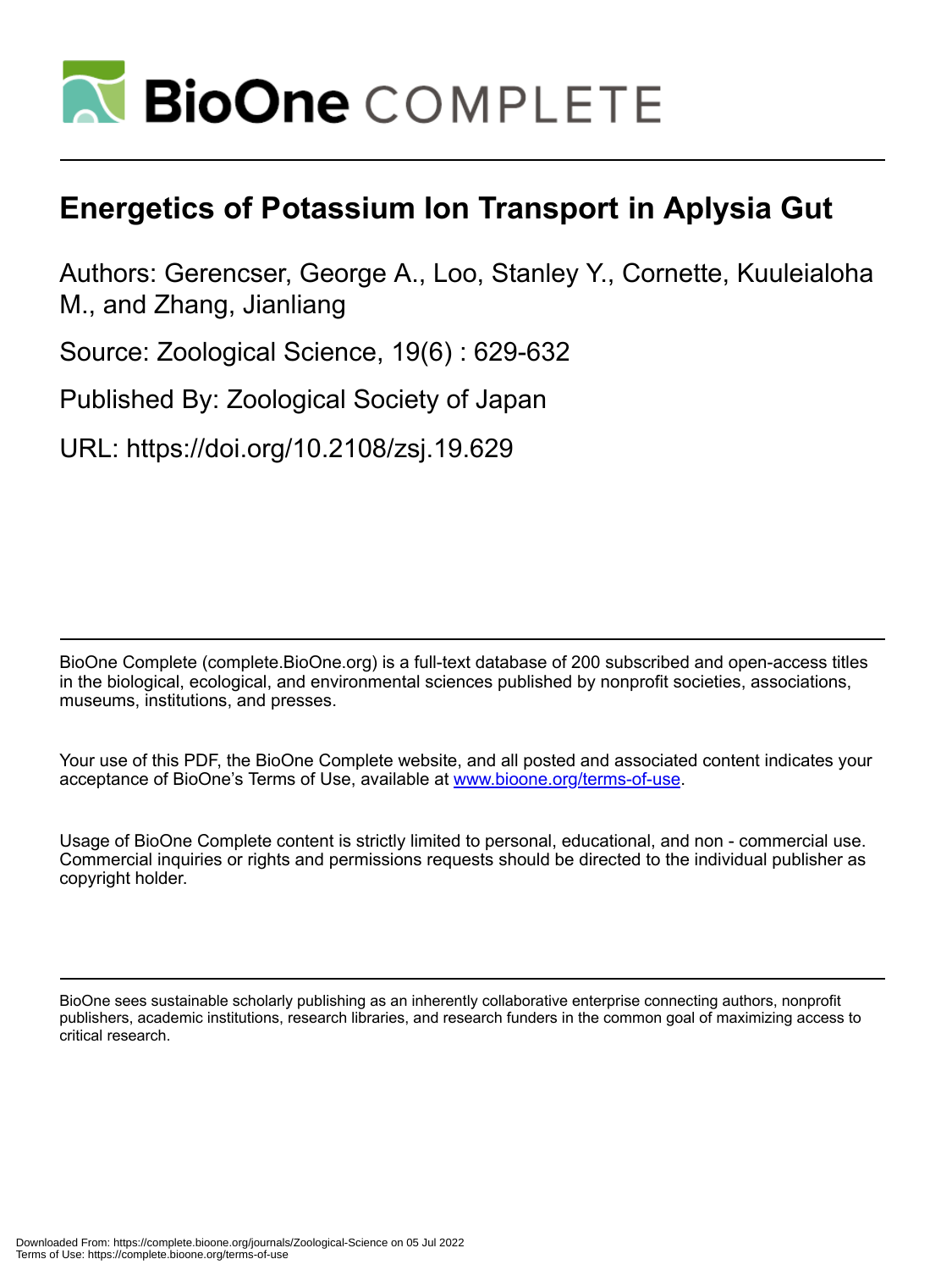# BioOne COMPLETE

# Energetics of Potassium Ion Transport in Aplysia Gut

Authors: Gerencser, George A., Loo, Stanley Y., Cornette, Kuuleialoha M., and Zhang, Jianliang

Source: Zoological Science, 19(6) : 629-632

Published By: Zoological Society of Japan

URL: https://doi.org/10.2108/zsj.19.629

BioOne Complete (complete.BioOne.org) is a full-text database of 200 subscribed and open-access titles in the biological, ecological, and environmental sciences published by nonprofit societies, associations, museums, institutions, and presses.

Your use of this PDF, the BioOne Complete website, and all posted and associated content indicates your acceptance of BioOne's Terms of Use, available at www.bioone.org/terms-of-use.

Usage of BioOne Complete content is strictly limited to personal, educational, and non - commercial use. Commercial inquiries or rights and permissions requests should be directed to the individual publisher as copyright holder.

BioOne sees sustainable scholarly publishing as an inherently collaborative enterprise connecting authors, nonprofit publishers, academic institutions, research libraries, and research funders in the common goal of maximizing access to critical research.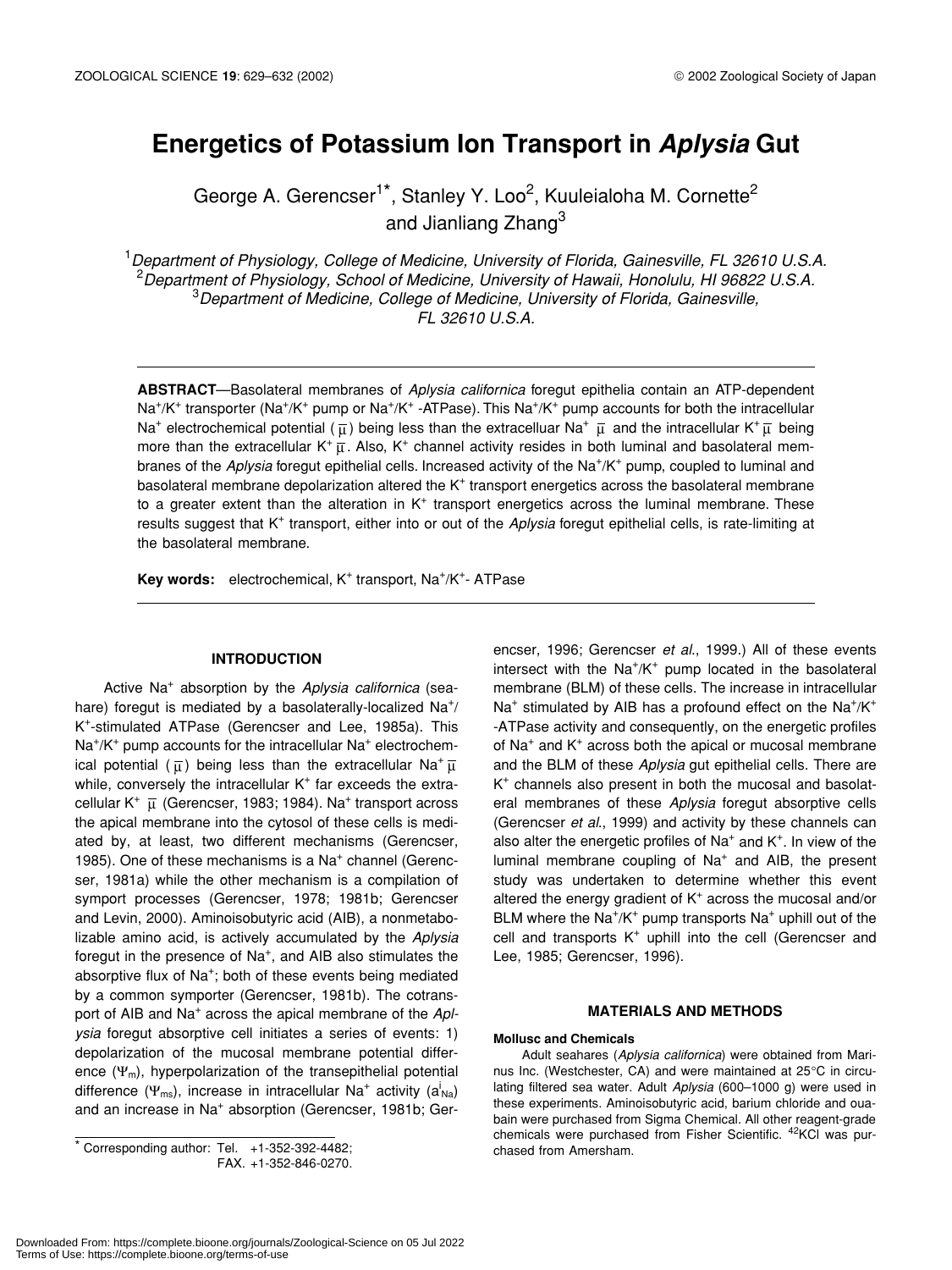# Energetics of Potassium Ion Transport in *Aplysia* Gut

George A. Gerencser[1*], Stanley Y. Loo[2], Kuuleialoha M. Cornette[2] and Jianliang Zhang[3]

[1]*Department of Physiology, College of Medicine, University of Florida, Gainesville, FL 32610 U.S.A.*
[2]*Department of Physiology, School of Medicine, University of Hawaii, Honolulu, HI 96822 U.S.A.*
[3]*Department of Medicine, College of Medicine, University of Florida, Gainesville, FL 32610 U.S.A.*

**ABSTRACT**—Basolateral membranes of *Aplysia californica* foregut epithelia contain an ATP-dependent $Na^+/K^+$ transporter ($Na^+/K^+$ pump or $Na^+/K^+$ -ATPase). This $Na^+/K^+$ pump accounts for both the intracellular $Na^+$ electrochemical potential ($\bar{\mu}$) being less than the extracelluar $Na^+$ $\bar{\mu}$ and the intracellular $K^+$ $\bar{\mu}$ being more than the extracellular $K^+$ $\bar{\mu}$. Also, $K^+$ channel activity resides in both luminal and basolateral membranes of the *Aplysia* foregut epithelial cells. Increased activity of the $Na^+/K^+$ pump, coupled to luminal and basolateral membrane depolarization altered the $K^+$ transport energetics across the basolateral membrane to a greater extent than the alteration in $K^+$ transport energetics across the luminal membrane. These results suggest that $K^+$ transport, either into or out of the *Aplysia* foregut epithelial cells, is rate-limiting at the basolateral membrane.

**Key words:** electrochemical, $K^+$ transport, $Na^+/K^+$- ATPase

## INTRODUCTION

Active $Na^+$ absorption by the *Aplysia californica* (seahare) foregut is mediated by a basolaterally-localized $Na^+/K^+$-stimulated ATPase (Gerencser and Lee, 1985a). This $Na^+/K^+$ pump accounts for the intracellular $Na^+$ electrochemical potential ($\bar{\mu}$) being less than the extracellular $Na^+$ $\bar{\mu}$ while, conversely the intracellular $K^+$ far exceeds the extracellular $K^+$ $\bar{\mu}$ (Gerencser, 1983; 1984). $Na^+$ transport across the apical membrane into the cytosol of these cells is mediated by, at least, two different mechanisms (Gerencser, 1985). One of these mechanisms is a $Na^+$ channel (Gerencser, 1981a) while the other mechanism is a compilation of symport processes (Gerencser, 1978; 1981b; Gerencser and Levin, 2000). Aminoisobutyric acid (AIB), a nonmetabolizable amino acid, is actively accumulated by the *Aplysia* foregut in the presence of $Na^+$, and AIB also stimulates the absorptive flux of $Na^+$; both of these events being mediated by a common symporter (Gerencser, 1981b). The cotransport of AIB and $Na^+$ across the apical membrane of the *Aplysia* foregut absorptive cell initiates a series of events: 1) depolarization of the mucosal membrane potential difference ($\Psi_m$), hyperpolarization of the transepithelial potential difference ($\Psi_{ms}$), increase in intracellular $Na^+$ activity ($a^i_{Na}$) and an increase in $Na^+$ absorption (Gerencser, 1981b; Gerencser, 1996; Gerencser *et al*., 1999.) All of these events intersect with the $Na^+/K^+$ pump located in the basolateral membrane (BLM) of these cells. The increase in intracellular $Na^+$ stimulated by AIB has a profound effect on the $Na^+/K^+$ -ATPase activity and consequently, on the energetic profiles of $Na^+$ and $K^+$ across both the apical or mucosal membrane and the BLM of these *Aplysia* gut epithelial cells. There are $K^+$ channels also present in both the mucosal and basolateral membranes of these *Aplysia* foregut absorptive cells (Gerencser *et al*., 1999) and activity by these channels can also alter the energetic profiles of $Na^+$ and $K^+$. In view of the luminal membrane coupling of $Na^+$ and AIB, the present study was undertaken to determine whether this event altered the energy gradient of $K^+$ across the mucosal and/or BLM where the $Na^+/K^+$ pump transports $Na^+$ uphill out of the cell and transports $K^+$ uphill into the cell (Gerencser and Lee, 1985; Gerencser, 1996).

## MATERIALS AND METHODS

### Mollusc and Chemicals

Adult seahares (*Aplysia californica*) were obtained from Marinus Inc. (Westchester, CA) and were maintained at 25°C in circulating filtered sea water. Adult *Aplysia* (600–1000 g) were used in these experiments. Aminoisobutyric acid, barium chloride and ouabain were purchased from Sigma Chemical. All other reagent-grade chemicals were purchased from Fisher Scientific. $^{42}$KCl was purchased from Amersham.

* Corresponding author: Tel. +1-352-392-4482; FAX. +1-352-846-0270.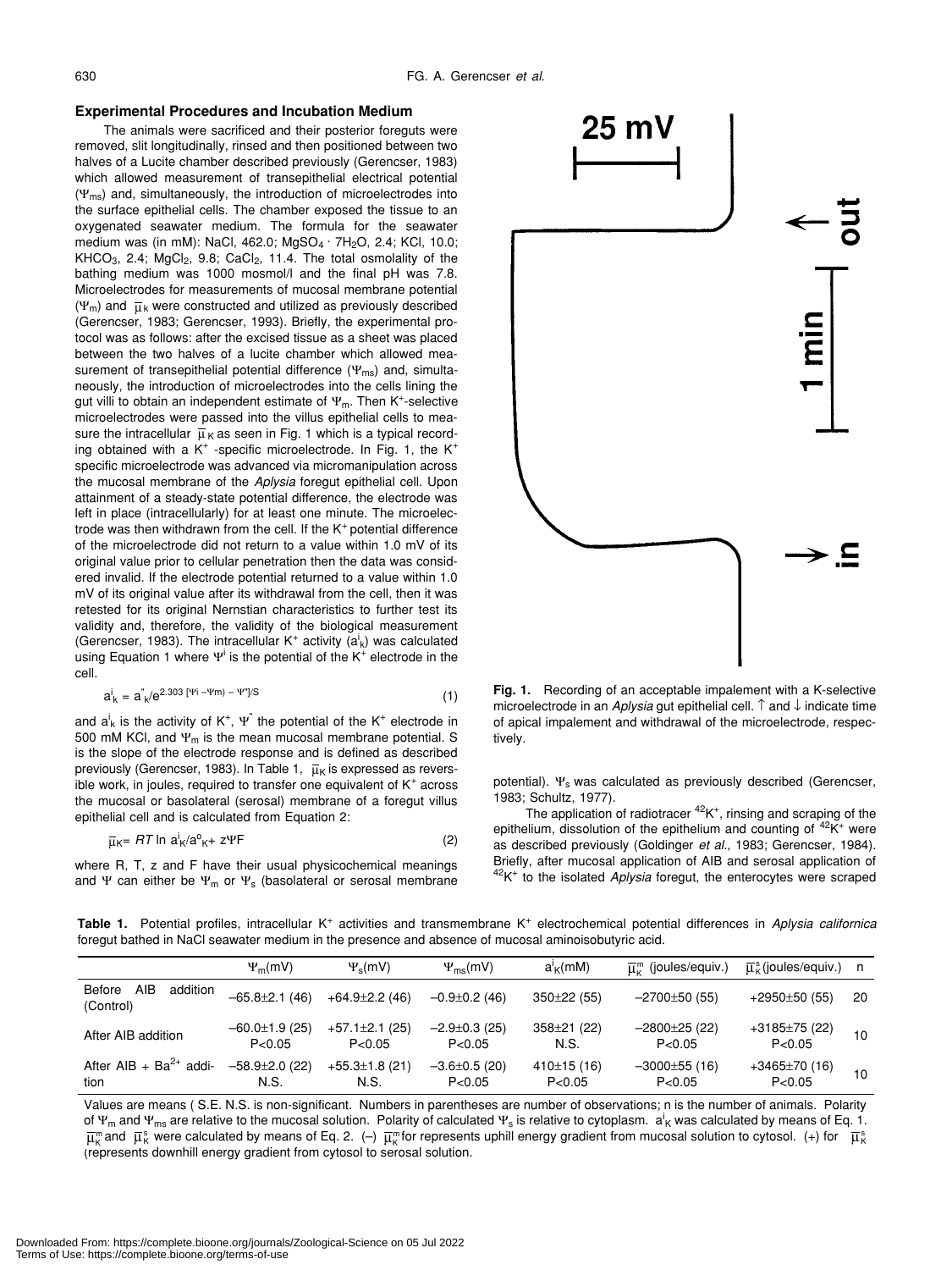## Experimental Procedures and Incubation Medium

The animals were sacrificed and their posterior foreguts were removed, slit longitudinally, rinsed and then positioned between two halves of a Lucite chamber described previously (Gerencser, 1983) which allowed measurement of transepithelial electrical potential ($\Psi_{ms}$) and, simultaneously, the introduction of microelectrodes into the surface epithelial cells. The chamber exposed the tissue to an oxygenated seawater medium. The formula for the seawater medium was (in mM): NaCl, 462.0; $MgSO_4 \cdot 7H_2O$, 2.4; KCl, 10.0; $KHCO_3$, 2.4; $MgCl_2$, 9.8; $CaCl_2$, 11.4. The total osmolality of the bathing medium was 1000 mosmol/l and the final pH was 7.8. Microelectrodes for measurements of mucosal membrane potential ($\Psi_m$) and $\bar{\mu}_k$ were constructed and utilized as previously described (Gerencser, 1983; Gerencser, 1993). Briefly, the experimental protocol was as follows: after the excised tissue as a sheet was placed between the two halves of a lucite chamber which allowed measurement of transepithelial potential difference ($\Psi_{ms}$) and, simultaneously, the introduction of microelectrodes into the cells lining the gut villi to obtain an independent estimate of $\Psi_m$. Then $K^+$-selective microelectrodes were passed into the villus epithelial cells to measure the intracellular $\bar{\mu}_K$ as seen in Fig. 1 which is a typical recording obtained with a $K^+$-specific microelectrode. In Fig. 1, the $K^+$ specific microelectrode was advanced via micromanipulation across the mucosal membrane of the *Aplysia* foregut epithelial cell. Upon attainment of a steady-state potential difference, the electrode was left in place (intracellularly) for at least one minute. The microelectrode was then withdrawn from the cell. If the $K^+$ potential difference of the microelectrode did not return to a value within 1.0 mV of its original value prior to cellular penetration then the data was considered invalid. If the electrode potential returned to a value within 1.0 mV of its original value after its withdrawal from the cell, then it was retested for its original Nernstian characteristics to further test its validity and, therefore, the validity of the biological measurement (Gerencser, 1983). The intracellular $K^+$ activity ($a^i_k$) was calculated using Equation 1 where $\Psi^i$ is the potential of the $K^+$ electrode in the cell.

$$a^i_k = a^{''}_k / e^{2.303\,[\Psi i - \Psi m) - \Psi'']/S} \tag{1}$$

and $a^i_k$ is the activity of $K^+$, $\Psi^{''}$ the potential of the $K^+$ electrode in 500 mM KCl, and $\Psi_m$ is the mean mucosal membrane potential. S is the slope of the electrode response and is defined as described previously (Gerencser, 1983). In Table 1, $\bar{\mu}_K$ is expressed as reversible work, in joules, required to transfer one equivalent of $K^+$ across the mucosal or basolateral (serosal) membrane of a foregut villus epithelial cell and is calculated from Equation 2:

$$\bar{\mu}_K = RT \ln a^i_K / a^o_{K^+} + z\Psi F \tag{2}$$

where R, T, z and F have their usual physicochemical meanings and $\Psi$ can either be $\Psi_m$ or $\Psi_s$ (basolateral or serosal membrane potential). $\Psi_s$ was calculated as previously described (Gerencser, 1983; Schultz, 1977).

The application of radiotracer $^{42}K^+$, rinsing and scraping of the epithelium, dissolution of the epithelium and counting of $^{42}K^+$ were as described previously (Goldinger *et al*., 1983; Gerencser, 1984). Briefly, after mucosal application of AIB and serosal application of $^{42}K^+$ to the isolated *Aplysia* foregut, the enterocytes were scraped

**Fig. 1.** Recording of an acceptable impalement with a K-selective microelectrode in an *Aplysia* gut epithelial cell. ↑ and ↓ indicate time of apical impalement and withdrawal of the microelectrode, respectively.

**Table 1.** Potential profiles, intracellular $K^+$ activities and transmembrane $K^+$ electrochemical potential differences in *Aplysia californica* foregut bathed in NaCl seawater medium in the presence and absence of mucosal aminoisobutyric acid.

| | $\Psi_m$(mV) | $\Psi_s$(mV) | $\Psi_{ms}$(mV) | $a^i_K$(mM) | $\bar{\mu}^m_K$ (joules/equiv.) | $\bar{\mu}^s_K$(joules/equiv.) | n |
|---|---|---|---|---|---|---|---|
| Before AIB addition (Control) | −65.8±2.1 (46) | +64.9±2.2 (46) | −0.9±0.2 (46) | 350±22 (55) | −2700±50 (55) | +2950±50 (55) | 20 |
| After AIB addition | −60.0±1.9 (25) P<0.05 | +57.1±2.1 (25) P<0.05 | −2.9±0.3 (25) P<0.05 | 358±21 (22) N.S. | −2800±25 (22) P<0.05 | +3185±75 (22) P<0.05 | 10 |
| After AIB + $Ba^{2+}$ addition | −58.9±2.0 (22) N.S. | +55.3±1.8 (21) N.S. | −3.6±0.5 (20) P<0.05 | 410±15 (16) P<0.05 | −3000±55 (16) P<0.05 | +3465±70 (16) P<0.05 | 10 |

Values are means ( S.E. N.S. is non-significant. Numbers in parentheses are number of observations; n is the number of animals. Polarity of $\Psi_m$ and $\Psi_{ms}$ are relative to the mucosal solution. Polarity of calculated $\Psi_s$ is relative to cytoplasm. $a^i_K$ was calculated by means of Eq. 1. $\bar{\mu}^m_K$ and $\bar{\mu}^s_K$ were calculated by means of Eq. 2. (–) $\bar{\mu}^m_K$ for represents uphill energy gradient from mucosal solution to cytosol. (+) for $\bar{\mu}^s_K$ (represents downhill energy gradient from cytosol to serosal solution.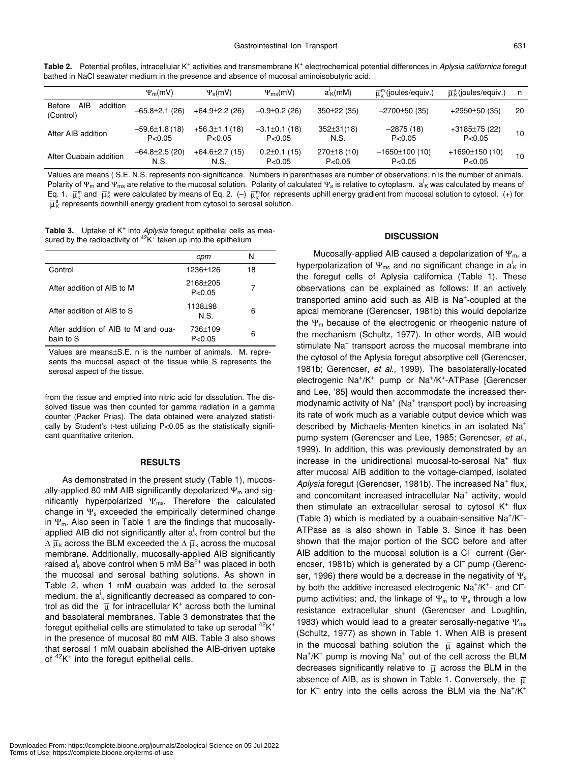**Table 2.** Potential profiles, intracellular $K^+$ activities and transmembrane $K^+$ electrochemical potential differences in *Aplysia californica* foregut bathed in NaCl seawater medium in the presence and absence of mucosal aminoisobutyric acid.

| | $\Psi_m$(mV) | $\Psi_s$(mV) | $\Psi_{ms}$(mV) | $a^i_K$(mM) | $\overline{\mu}^m_K$ (joules/equiv.) | $\overline{\mu}^s_K$ (joules/equiv.) | n |
|---|---|---|---|---|---|---|---|
| Before AIB addition (Control) | −65.8±2.1 (26) | +64.9±2.2 (26) | −0.9±0.2 (26) | 350±22 (35) | −2700±50 (35) | +2950±50 (35) | 20 |
| After AIB addition | −59.6±1.8 (18) P<0.05 | +56.3±1.1 (18) P<0.05 | −3.1±0.1 (18) P<0.05 | 352±31(18) N.S. | −2875 (18) P<0.05 | +3185±75 (22) P<0.05 | 10 |
| After Ouabain addition | −64.8±2.5 (20) N.S. | +64.6±2.7 (15) N.S. | 0.2±0.1 (15) P<0.05 | 270±18 (10) P<0.05 | −1650±100 (10) P<0.05 | +1690±150 (10) P<0.05 | 10 |

Values are means ( S.E. N.S. represents non-significance. Numbers in parentheses are number of observations; n is the number of animals. Polarity of $\Psi_m$ and $\Psi_{ms}$ are relative to the mucosal solution. Polarity of calculated $\Psi_s$ is relative to cytoplasm. $a^i_K$ was calculated by means of Eq. 1. $\overline{\mu}^m_K$ and $\overline{\mu}^s_K$ were calculated by means of Eq. 2. (−) $\overline{\mu}^m_K$ for represents uphill energy gradient from mucosal solution to cytosol. (+) for $\overline{\mu}^s_K$ represents downhill energy gradient from cytosol to serosal solution.

**Table 3.** Uptake of $K^+$ into *Aplysia* foregut epithelial cells as measured by the radioactivity of $^{42}K^+$ taken up into the epithelium

| | *cpm* | N |
|---|---|---|
| Control | 1236±126 | 18 |
| After addition of AIB to M | 2168±205 P<0.05 | 7 |
| After addition of AIB to S | 1138±98 N.S. | 6 |
| After addition of AIB to M and ouabain to S | 736±109 P<0.05 | 6 |

Values are means±S.E. n is the number of animals. M. represents the mucosal aspect of the tissue while S represents the serosal aspect of the tissue.

from the tissue and emptied into nitric acid for dissolution. The dissolved tissue was then counted for gamma radiation in a gamma counter (Packer Prias). The data obtained were analyzed statistically by Student's t-test utilizing P<0.05 as the statistically significant quantitative criterion.

## RESULTS

As demonstrated in the present study (Table 1), mucosally-applied 80 mM AIB significantly depolarized $\Psi_m$ and significantly hyperpolarized $\Psi_{ms}$. Therefore the calculated change in $\Psi_s$ exceeded the empirically determined change in $\Psi_m$. Also seen in Table 1 are the findings that mucosally-applied AIB did not significantly alter $a^i_k$ from control but the $\Delta\,\overline{\mu}_k$ across the BLM exceeded the $\Delta\,\overline{\mu}_k$ across the mucosal membrane. Additionally, mucosally-applied AIB significantly raised $a^i_k$ above control when 5 mM $Ba^{2+}$ was placed in both the mucosal and serosal bathing solutions. As shown in Table 2, when 1 mM ouabain was added to the serosal medium, the $a^i_k$ significantly decreased as compared to control as did the $\overline{\mu}$ for intracellular $K^+$ across both the luminal and basolateral membranes. Table 3 demonstrates that the foregut epithelial cells are stimulated to take up serodal $^{42}K^+$ in the presence of mucosal 80 mM AIB. Table 3 also shows that serosal 1 mM ouabain abolished the AIB-driven uptake of $^{42}K^+$ into the foregut epithelial cells.

## DISCUSSION

Mucosally-applied AIB caused a depolarization of $\Psi_m$, a hyperpolarization of $\Psi_{ms}$ and no significant change in $a^i_K$ in the foregut cells of Aplysia californica (Table 1). These observations can be explained as follows: If an actively transported amino acid such as AIB is $Na^+$-coupled at the apical membrane (Gerencser, 1981b) this would depolarize the $\Psi_m$ because of the electrogenic or rheogenic nature of the mechanism (Schultz, 1977). In other words, AIB would stimulate $Na^+$ transport across the mucosal membrane into the cytosol of the Aplysia foregut absorptive cell (Gerencser, 1981b; Gerencser, *et al.*, 1999). The basolaterally-located electrogenic $Na^+/K^+$ pump or $Na^+/K^+$-ATPase [Gerencser and Lee, '85] would then accommodate the increased thermodynamic activity of $Na^+$ ($Na^+$ transport pool) by increasing its rate of work much as a variable output device which was described by Michaelis-Menten kinetics in an isolated $Na^+$ pump system (Gerencser and Lee, 1985; Gerencser, *et al.*, 1999). In addition, this was previously demonstrated by an increase in the unidirectional mucosal-to-serosal $Na^+$ flux after mucosal AIB addition to the voltage-clamped, isolated *Aplysia* foregut (Gerencser, 1981b). The increased $Na^+$ flux, and concomitant increased intracellular $Na^+$ activity, would then stimulate an extracellular serosal to cytosol $K^+$ flux (Table 3) which is mediated by a ouabain-sensitive $Na^+/K^+$-ATPase as is also shown in Table 3. Since it has been shown that the major portion of the SCC before and after AIB addition to the mucosal solution is a $Cl^-$ current (Gerencser, 1981b) which is generated by a $Cl^-$ pump (Gerencser, 1996) there would be a decrease in the negativity of $\Psi_s$ by both the additive increased electrogenic $Na^+/K^+$- and $Cl^-$-pump activities; and, the linkage of $\Psi_m$ to $\Psi_s$ through a low resistance extracellular shunt (Gerencser and Loughlin, 1983) which would lead to a greater serosally-negative $\Psi_{ms}$ (Schultz, 1977) as shown in Table 1. When AIB is present in the mucosal bathing solution the $\overline{\mu}$ against which the $Na^+/K^+$ pump is moving $Na^+$ out of the cell across the BLM decreases significantly relative to $\overline{\mu}$ across the BLM in the absence of AIB, as is shown in Table 1. Conversely, the $\overline{\mu}$ for $K^+$ entry into the cells across the BLM via the $Na^+/K^+$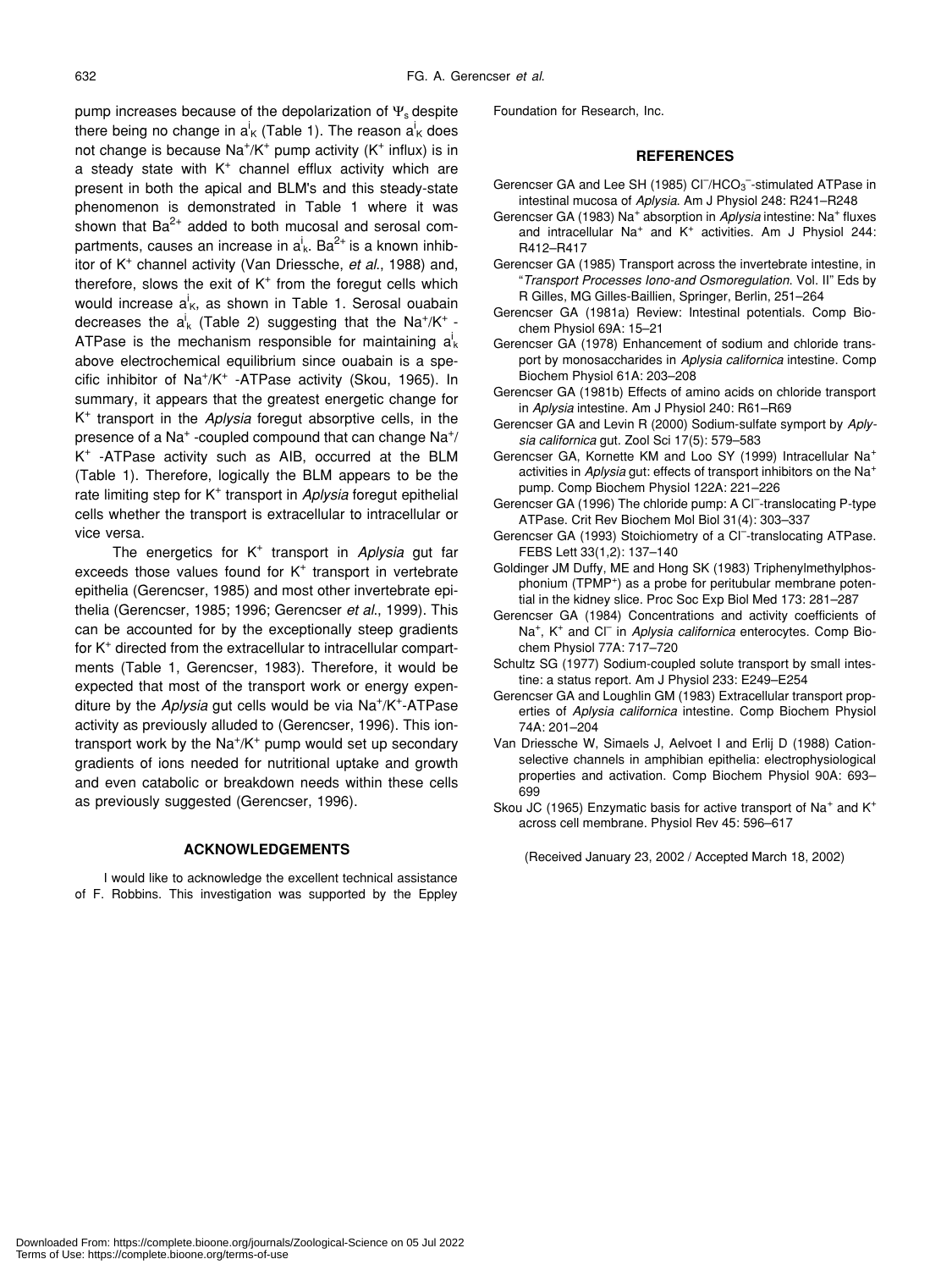pump increases because of the depolarization of $\Psi_s$ despite there being no change in $a^i_K$ (Table 1). The reason $a^i_K$ does not change is because $Na^+/K^+$ pump activity ($K^+$ influx) is in a steady state with $K^+$ channel efflux activity which are present in both the apical and BLM's and this steady-state phenomenon is demonstrated in Table 1 where it was shown that $Ba^{2+}$ added to both mucosal and serosal compartments, causes an increase in $a^i_k$. $Ba^{2+}$ is a known inhibitor of $K^+$ channel activity (Van Driessche, *et al*., 1988) and, therefore, slows the exit of $K^+$ from the foregut cells which would increase $a^i_K$, as shown in Table 1. Serosal ouabain decreases the $a^i_k$ (Table 2) suggesting that the $Na^+/K^+$ -ATPase is the mechanism responsible for maintaining $a^i_k$ above electrochemical equilibrium since ouabain is a specific inhibitor of $Na^+/K^+$ -ATPase activity (Skou, 1965). In summary, it appears that the greatest energetic change for $K^+$ transport in the *Aplysia* foregut absorptive cells, in the presence of a $Na^+$ -coupled compound that can change $Na^+/K^+$ -ATPase activity such as AIB, occurred at the BLM (Table 1). Therefore, logically the BLM appears to be the rate limiting step for $K^+$ transport in *Aplysia* foregut epithelial cells whether the transport is extracellular to intracellular or vice versa.

The energetics for $K^+$ transport in *Aplysia* gut far exceeds those values found for $K^+$ transport in vertebrate epithelia (Gerencser, 1985) and most other invertebrate epithelia (Gerencser, 1985; 1996; Gerencser *et al*., 1999). This can be accounted for by the exceptionally steep gradients for $K^+$ directed from the extracellular to intracellular compartments (Table 1, Gerencser, 1983). Therefore, it would be expected that most of the transport work or energy expenditure by the *Aplysia* gut cells would be via $Na^+/K^+$-ATPase activity as previously alluded to (Gerencser, 1996). This ion-transport work by the $Na^+/K^+$ pump would set up secondary gradients of ions needed for nutritional uptake and growth and even catabolic or breakdown needs within these cells as previously suggested (Gerencser, 1996).

## ACKNOWLEDGEMENTS

I would like to acknowledge the excellent technical assistance of F. Robbins. This investigation was supported by the Eppley Foundation for Research, Inc.

## REFERENCES

Gerencser GA and Lee SH (1985) $Cl^-/HCO_3^-$-stimulated ATPase in intestinal mucosa of *Aplysia*. Am J Physiol 248: R241–R248

Gerencser GA (1983) $Na^+$ absorption in *Aplysia* intestine: $Na^+$ fluxes and intracellular $Na^+$ and $K^+$ activities. Am J Physiol 244: R412–R417

Gerencser GA (1985) Transport across the invertebrate intestine, in "*Transport Processes Iono-and Osmoregulation*. Vol. II" Eds by R Gilles, MG Gilles-Baillien, Springer, Berlin, 251–264

Gerencser GA (1981a) Review: Intestinal potentials. Comp Biochem Physiol 69A: 15–21

Gerencser GA (1978) Enhancement of sodium and chloride transport by monosaccharides in *Aplysia californica* intestine. Comp Biochem Physiol 61A: 203–208

Gerencser GA (1981b) Effects of amino acids on chloride transport in *Aplysia* intestine. Am J Physiol 240: R61–R69

Gerencser GA and Levin R (2000) Sodium-sulfate symport by *Aplysia californica* gut. Zool Sci 17(5): 579–583

Gerencser GA, Kornette KM and Loo SY (1999) Intracellular $Na^+$ activities in *Aplysia* gut: effects of transport inhibitors on the $Na^+$ pump. Comp Biochem Physiol 122A: 221–226

Gerencser GA (1996) The chloride pump: A $Cl^-$-translocating P-type ATPase. Crit Rev Biochem Mol Biol 31(4): 303–337

Gerencser GA (1993) Stoichiometry of a $Cl^-$-translocating ATPase. FEBS Lett 33(1,2): 137–140

Goldinger JM Duffy, ME and Hong SK (1983) Triphenylmethylphosphonium ($TPMP^+$) as a probe for peritubular membrane potential in the kidney slice. Proc Soc Exp Biol Med 173: 281–287

Gerencser GA (1984) Concentrations and activity coefficients of $Na^+$, $K^+$ and $Cl^-$ in *Aplysia californica* enterocytes. Comp Biochem Physiol 77A: 717–720

Schultz SG (1977) Sodium-coupled solute transport by small intestine: a status report. Am J Physiol 233: E249–E254

Gerencser GA and Loughlin GM (1983) Extracellular transport properties of *Aplysia californica* intestine. Comp Biochem Physiol 74A: 201–204

Van Driessche W, Simaels J, Aelvoet I and Erlij D (1988) Cation-selective channels in amphibian epithelia: electrophysiological properties and activation. Comp Biochem Physiol 90A: 693–699

Skou JC (1965) Enzymatic basis for active transport of $Na^+$ and $K^+$ across cell membrane. Physiol Rev 45: 596–617

(Received January 23, 2002 / Accepted March 18, 2002)